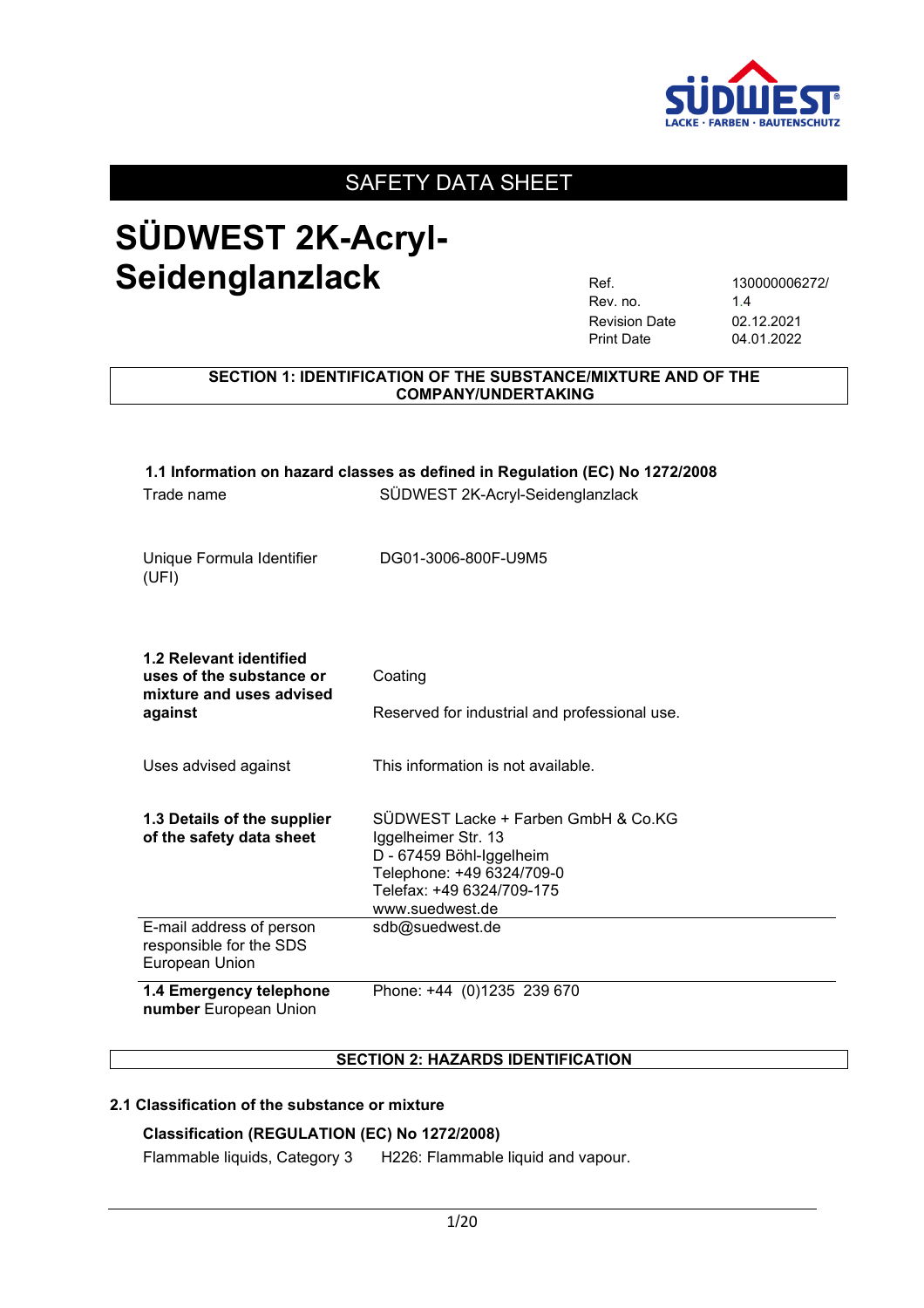# SAFETY DATA SHEET

# SÜDWEST 2K-Acryl-Seidenglanzlack

| | |
|---|---|
| Ref. | 130000006272/ |
| Rev. no. | 1.4 |
| Revision Date | 02.12.2021 |
| Print Date | 04.01.2022 |

## SECTION 1: IDENTIFICATION OF THE SUBSTANCE/MIXTURE AND OF THE COMPANY/UNDERTAKING

**1.1 Information on hazard classes as defined in Regulation (EC) No 1272/2008**

| | |
|---|---|
| Trade name | SÜDWEST 2K-Acryl-Seidenglanzlack |
| Unique Formula Identifier (UFI) | DG01-3006-800F-U9M5 |
| **1.2 Relevant identified uses of the substance or mixture and uses advised against** | Coating<br><br>Reserved for industrial and professional use. |
| Uses advised against | This information is not available. |
| **1.3 Details of the supplier of the safety data sheet** | SÜDWEST Lacke + Farben GmbH & Co.KG<br>Iggelheimer Str. 13<br>D - 67459 Böhl-Iggelheim<br>Telephone: +49 6324/709-0<br>Telefax: +49 6324/709-175<br>www.suedwest.de |
| E-mail address of person responsible for the SDS European Union | sdb@suedwest.de |
| **1.4 Emergency telephone number** European Union | Phone: +44 (0)1235 239 670 |

## SECTION 2: HAZARDS IDENTIFICATION

### 2.1 Classification of the substance or mixture

**Classification (REGULATION (EC) No 1272/2008)**

Flammable liquids, Category 3 H226: Flammable liquid and vapour.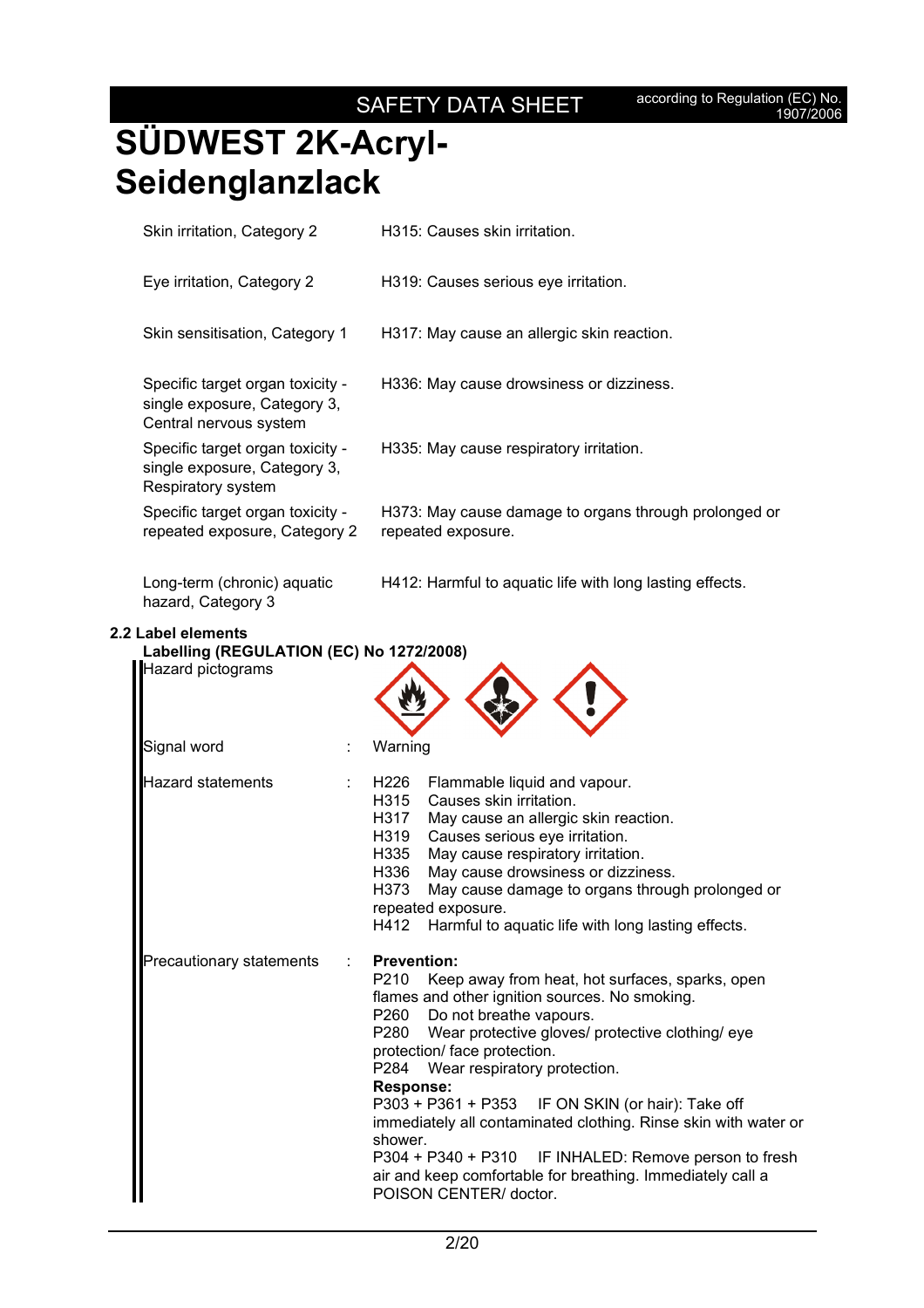# SÜDWEST 2K-Acryl-Seidenglanzlack

| | |
|---|---|
| Skin irritation, Category 2 | H315: Causes skin irritation. |
| Eye irritation, Category 2 | H319: Causes serious eye irritation. |
| Skin sensitisation, Category 1 | H317: May cause an allergic skin reaction. |
| Specific target organ toxicity - single exposure, Category 3, Central nervous system | H336: May cause drowsiness or dizziness. |
| Specific target organ toxicity - single exposure, Category 3, Respiratory system | H335: May cause respiratory irritation. |
| Specific target organ toxicity - repeated exposure, Category 2 | H373: May cause damage to organs through prolonged or repeated exposure. |
| Long-term (chronic) aquatic hazard, Category 3 | H412: Harmful to aquatic life with long lasting effects. |

## 2.2 Label elements

**Labelling (REGULATION (EC) No 1272/2008)**

Hazard pictograms

Signal word : Warning

Hazard statements :
- H226 Flammable liquid and vapour.
- H315 Causes skin irritation.
- H317 May cause an allergic skin reaction.
- H319 Causes serious eye irritation.
- H335 May cause respiratory irritation.
- H336 May cause drowsiness or dizziness.
- H373 May cause damage to organs through prolonged or repeated exposure.
- H412 Harmful to aquatic life with long lasting effects.

Precautionary statements :

**Prevention:**
- P210 Keep away from heat, hot surfaces, sparks, open flames and other ignition sources. No smoking.
- P260 Do not breathe vapours.
- P280 Wear protective gloves/ protective clothing/ eye protection/ face protection.
- P284 Wear respiratory protection.

**Response:**
- P303 + P361 + P353 IF ON SKIN (or hair): Take off immediately all contaminated clothing. Rinse skin with water or shower.
- P304 + P340 + P310 IF INHALED: Remove person to fresh air and keep comfortable for breathing. Immediately call a POISON CENTER/ doctor.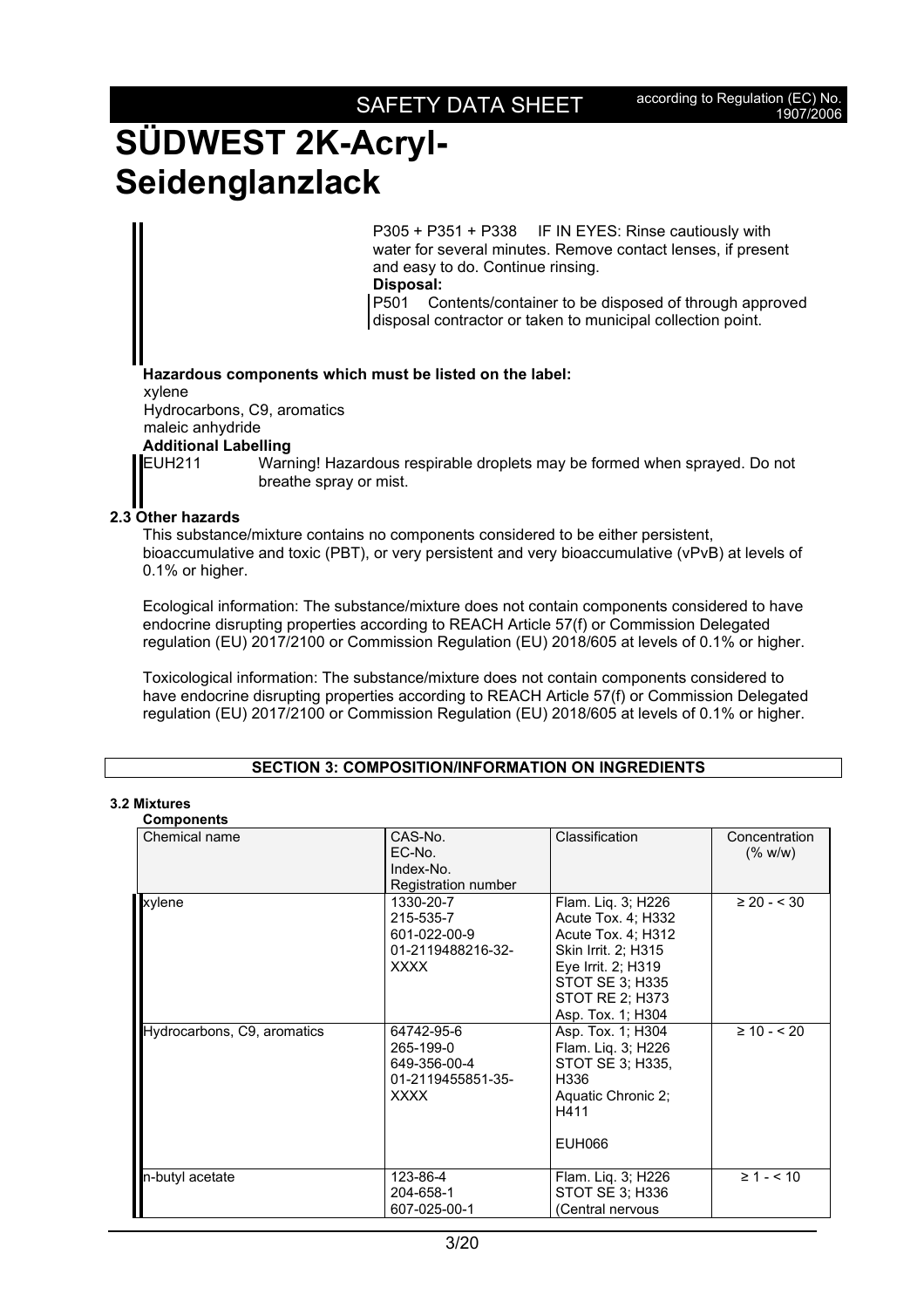P305 + P351 + P338 IF IN EYES: Rinse cautiously with water for several minutes. Remove contact lenses, if present and easy to do. Continue rinsing.

**Disposal:**

P501 Contents/container to be disposed of through approved disposal contractor or taken to municipal collection point.

**Hazardous components which must be listed on the label:**

xylene
Hydrocarbons, C9, aromatics
maleic anhydride

**Additional Labelling**

EUH211 Warning! Hazardous respirable droplets may be formed when sprayed. Do not breathe spray or mist.

**2.3 Other hazards**

This substance/mixture contains no components considered to be either persistent, bioaccumulative and toxic (PBT), or very persistent and very bioaccumulative (vPvB) at levels of 0.1% or higher.

Ecological information: The substance/mixture does not contain components considered to have endocrine disrupting properties according to REACH Article 57(f) or Commission Delegated regulation (EU) 2017/2100 or Commission Regulation (EU) 2018/605 at levels of 0.1% or higher.

Toxicological information: The substance/mixture does not contain components considered to have endocrine disrupting properties according to REACH Article 57(f) or Commission Delegated regulation (EU) 2017/2100 or Commission Regulation (EU) 2018/605 at levels of 0.1% or higher.

## SECTION 3: COMPOSITION/INFORMATION ON INGREDIENTS

**3.2 Mixtures**

**Components**

| Chemical name | CAS-No.<br>EC-No.<br>Index-No.<br>Registration number | Classification | Concentration (% w/w) |
|---|---|---|---|
| xylene | 1330-20-7<br>215-535-7<br>601-022-00-9<br>01-2119488216-32-XXXX | Flam. Liq. 3; H226<br>Acute Tox. 4; H332<br>Acute Tox. 4; H312<br>Skin Irrit. 2; H315<br>Eye Irrit. 2; H319<br>STOT SE 3; H335<br>STOT RE 2; H373<br>Asp. Tox. 1; H304 | ≥ 20 - < 30 |
| Hydrocarbons, C9, aromatics | 64742-95-6<br>265-199-0<br>649-356-00-4<br>01-2119455851-35-XXXX | Asp. Tox. 1; H304<br>Flam. Liq. 3; H226<br>STOT SE 3; H335, H336<br>Aquatic Chronic 2; H411<br><br>EUH066 | ≥ 10 - < 20 |
| n-butyl acetate | 123-86-4<br>204-658-1<br>607-025-00-1 | Flam. Liq. 3; H226<br>STOT SE 3; H336<br>(Central nervous | ≥ 1 - < 10 |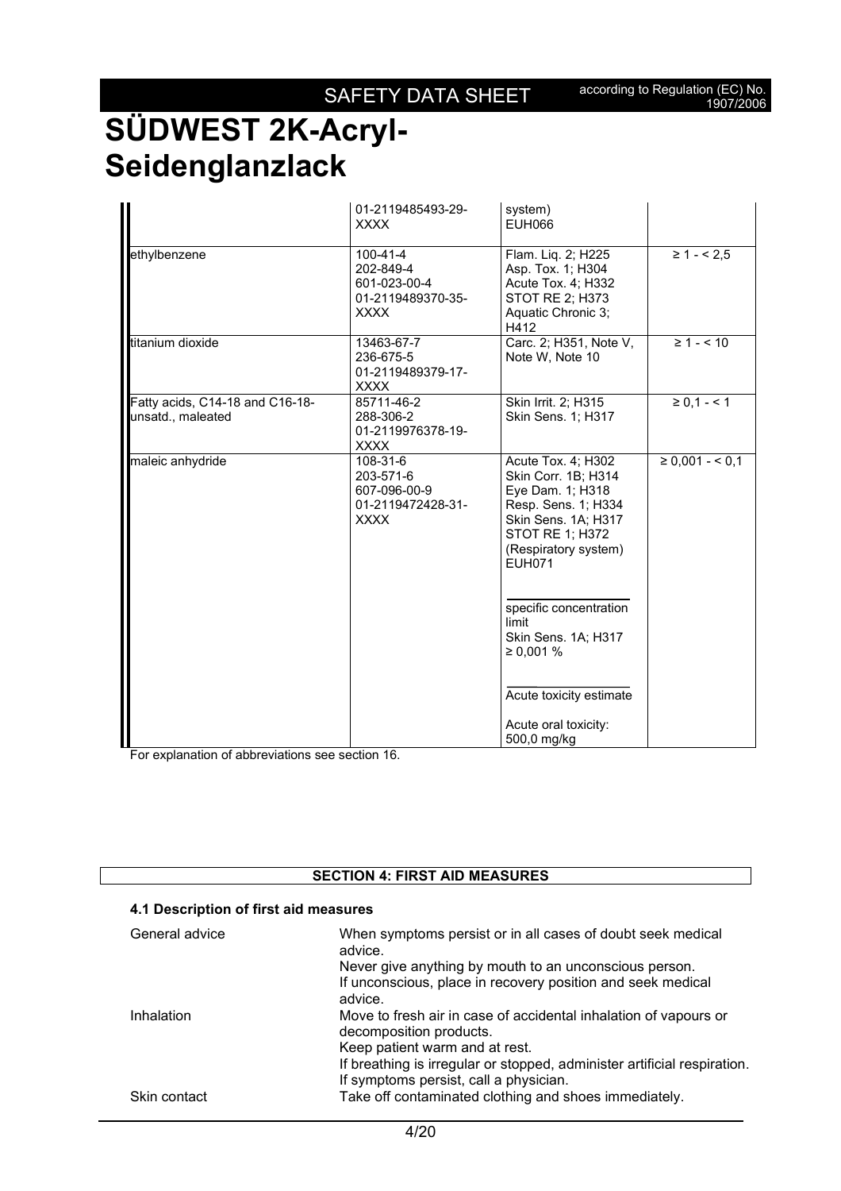| | 01-2119485493-29-XXXX | system)<br>EUH066 | |
|---|---|---|---|
| ethylbenzene | 100-41-4<br>202-849-4<br>601-023-00-4<br>01-2119489370-35-XXXX | Flam. Liq. 2; H225<br>Asp. Tox. 1; H304<br>Acute Tox. 4; H332<br>STOT RE 2; H373<br>Aquatic Chronic 3; H412 | ≥ 1 - < 2,5 |
| titanium dioxide | 13463-67-7<br>236-675-5<br>01-2119489379-17-XXXX | Carc. 2; H351, Note V, Note W, Note 10 | ≥ 1 - < 10 |
| Fatty acids, C14-18 and C16-18-unsatd., maleated | 85711-46-2<br>288-306-2<br>01-2119976378-19-XXXX | Skin Irrit. 2; H315<br>Skin Sens. 1; H317 | ≥ 0,1 - < 1 |
| maleic anhydride | 108-31-6<br>203-571-6<br>607-096-00-9<br>01-2119472428-31-XXXX | Acute Tox. 4; H302<br>Skin Corr. 1B; H314<br>Eye Dam. 1; H318<br>Resp. Sens. 1; H334<br>Skin Sens. 1A; H317<br>STOT RE 1; H372<br>(Respiratory system)<br>EUH071<br><br>specific concentration limit<br>Skin Sens. 1A; H317<br>≥ 0,001 %<br><br>Acute toxicity estimate<br><br>Acute oral toxicity: 500,0 mg/kg | ≥ 0,001 - < 0,1 |

For explanation of abbreviations see section 16.

## SECTION 4: FIRST AID MEASURES

### 4.1 Description of first aid measures

| | |
|---|---|
| General advice | When symptoms persist or in all cases of doubt seek medical advice.<br>Never give anything by mouth to an unconscious person.<br>If unconscious, place in recovery position and seek medical advice. |
| Inhalation | Move to fresh air in case of accidental inhalation of vapours or decomposition products.<br>Keep patient warm and at rest.<br>If breathing is irregular or stopped, administer artificial respiration.<br>If symptoms persist, call a physician. |
| Skin contact | Take off contaminated clothing and shoes immediately. |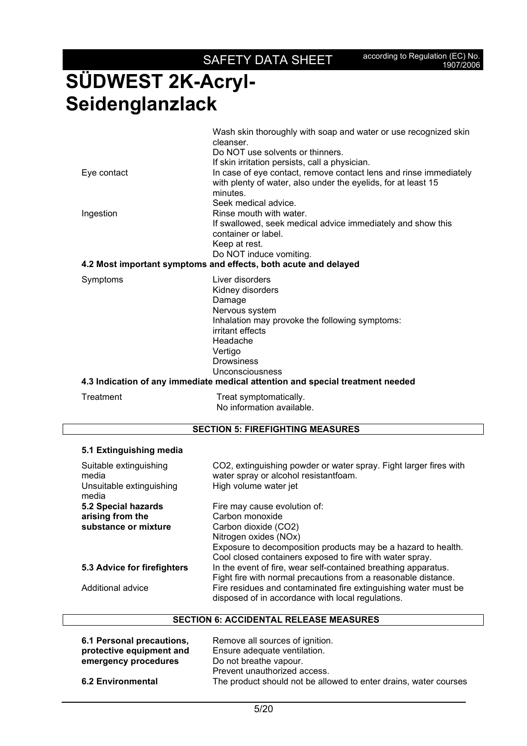|  |  |
|---|---|
|  | Wash skin thoroughly with soap and water or use recognized skin cleanser.<br>Do NOT use solvents or thinners.<br>If skin irritation persists, call a physician. |
| Eye contact | In case of eye contact, remove contact lens and rinse immediately with plenty of water, also under the eyelids, for at least 15 minutes.<br>Seek medical advice. |
| Ingestion | Rinse mouth with water.<br>If swallowed, seek medical advice immediately and show this container or label.<br>Keep at rest.<br>Do NOT induce vomiting. |

### 4.2 Most important symptoms and effects, both acute and delayed

|  |  |
|---|---|
| Symptoms | Liver disorders<br>Kidney disorders<br>Damage<br>Nervous system<br>Inhalation may provoke the following symptoms:<br>irritant effects<br>Headache<br>Vertigo<br>Drowsiness<br>Unconsciousness |

### 4.3 Indication of any immediate medical attention and special treatment needed

|  |  |
|---|---|
| Treatment | Treat symptomatically.<br>No information available. |

## SECTION 5: FIREFIGHTING MEASURES

### 5.1 Extinguishing media

|  |  |
|---|---|
| Suitable extinguishing media | $CO_2$, extinguishing powder or water spray. Fight larger fires with water spray or alcohol resistantfoam. |
| Unsuitable extinguishing media | High volume water jet |
| **5.2 Special hazards arising from the substance or mixture** | Fire may cause evolution of:<br>Carbon monoxide<br>Carbon dioxide ($CO_2$)<br>Nitrogen oxides ($NO_x$)<br>Exposure to decomposition products may be a hazard to health.<br>Cool closed containers exposed to fire with water spray. |
| **5.3 Advice for firefighters** | In the event of fire, wear self-contained breathing apparatus.<br>Fight fire with normal precautions from a reasonable distance. |
| Additional advice | Fire residues and contaminated fire extinguishing water must be disposed of in accordance with local regulations. |

## SECTION 6: ACCIDENTAL RELEASE MEASURES

|  |  |
|---|---|
| **6.1 Personal precautions, protective equipment and emergency procedures** | Remove all sources of ignition.<br>Ensure adequate ventilation.<br>Do not breathe vapour.<br>Prevent unauthorized access. |
| **6.2 Environmental** | The product should not be allowed to enter drains, water courses |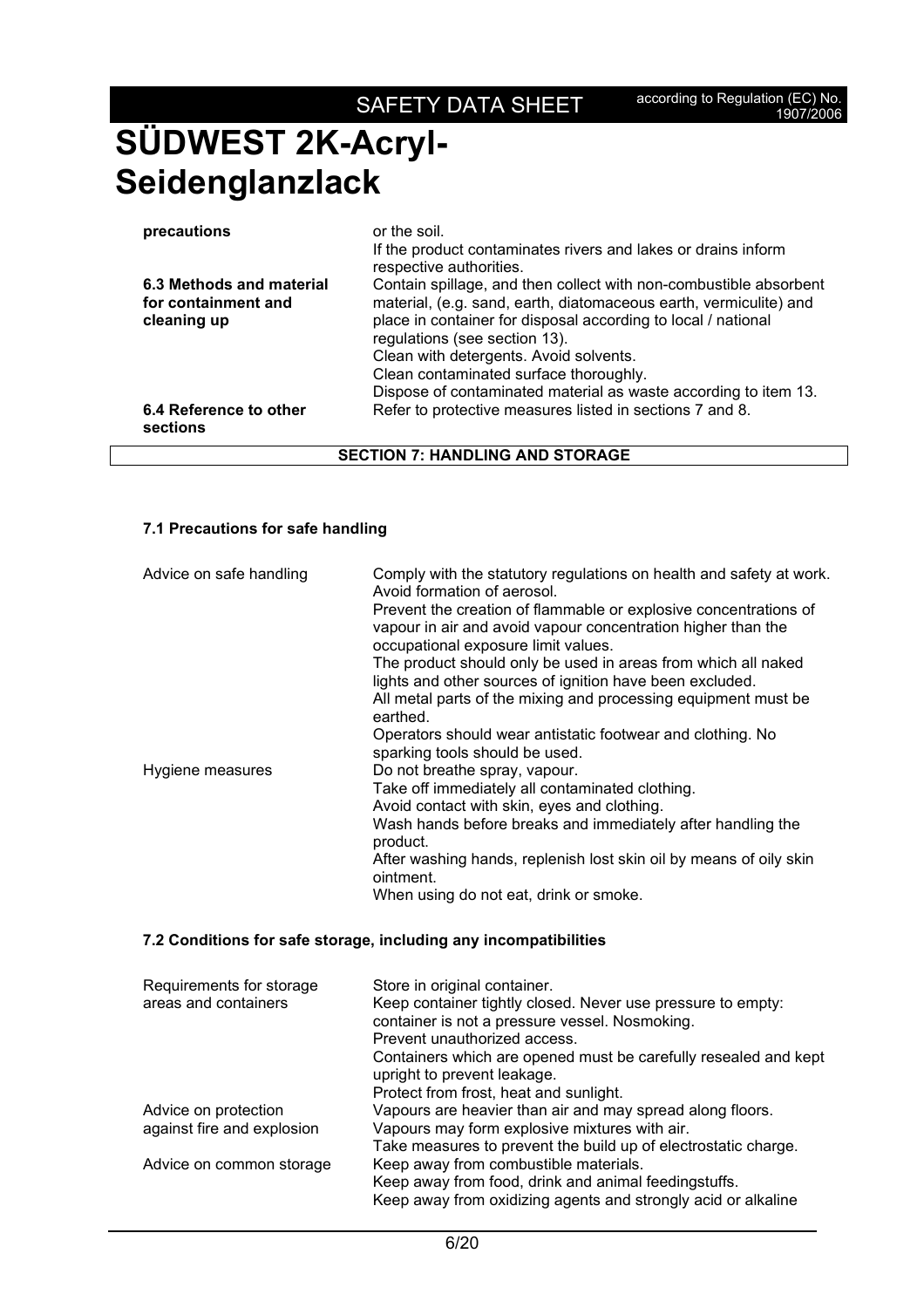| | |
|---|---|
| **precautions** | or the soil.<br>If the product contaminates rivers and lakes or drains inform respective authorities. |
| **6.3 Methods and material for containment and cleaning up** | Contain spillage, and then collect with non-combustible absorbent material, (e.g. sand, earth, diatomaceous earth, vermiculite) and place in container for disposal according to local / national regulations (see section 13).<br>Clean with detergents. Avoid solvents.<br>Clean contaminated surface thoroughly.<br>Dispose of contaminated material as waste according to item 13. |
| **6.4 Reference to other sections** | Refer to protective measures listed in sections 7 and 8. |

## SECTION 7: HANDLING AND STORAGE

### 7.1 Precautions for safe handling

| | |
|---|---|
| Advice on safe handling | Comply with the statutory regulations on health and safety at work.<br>Avoid formation of aerosol.<br>Prevent the creation of flammable or explosive concentrations of vapour in air and avoid vapour concentration higher than the occupational exposure limit values.<br>The product should only be used in areas from which all naked lights and other sources of ignition have been excluded.<br>All metal parts of the mixing and processing equipment must be earthed.<br>Operators should wear antistatic footwear and clothing. No sparking tools should be used. |
| Hygiene measures | Do not breathe spray, vapour.<br>Take off immediately all contaminated clothing.<br>Avoid contact with skin, eyes and clothing.<br>Wash hands before breaks and immediately after handling the product.<br>After washing hands, replenish lost skin oil by means of oily skin ointment.<br>When using do not eat, drink or smoke. |

### 7.2 Conditions for safe storage, including any incompatibilities

| | |
|---|---|
| Requirements for storage areas and containers | Store in original container.<br>Keep container tightly closed. Never use pressure to empty: container is not a pressure vessel. Nosmoking.<br>Prevent unauthorized access.<br>Containers which are opened must be carefully resealed and kept upright to prevent leakage.<br>Protect from frost, heat and sunlight. |
| Advice on protection against fire and explosion | Vapours are heavier than air and may spread along floors.<br>Vapours may form explosive mixtures with air.<br>Take measures to prevent the build up of electrostatic charge. |
| Advice on common storage | Keep away from combustible materials.<br>Keep away from food, drink and animal feedingstuffs.<br>Keep away from oxidizing agents and strongly acid or alkaline |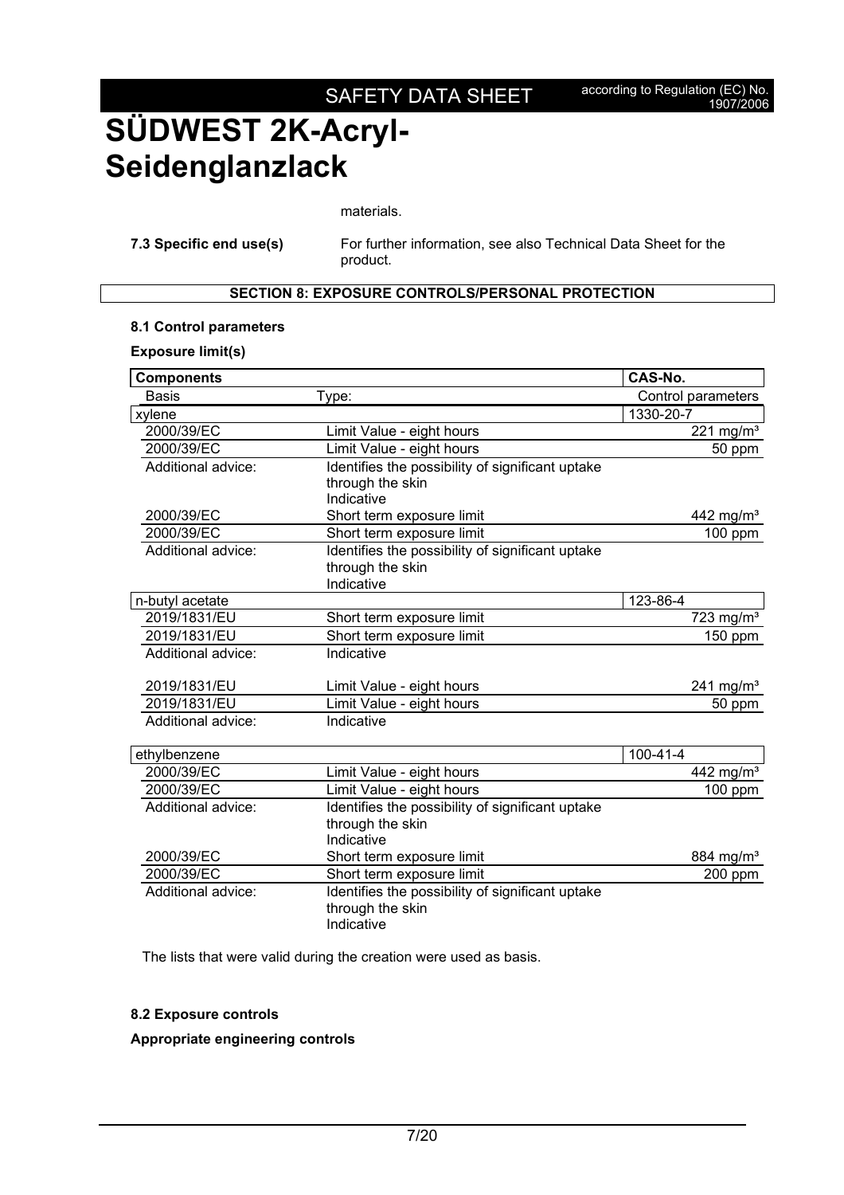materials.

**7.3 Specific end use(s)** For further information, see also Technical Data Sheet for the product.

## SECTION 8: EXPOSURE CONTROLS/PERSONAL PROTECTION

### 8.1 Control parameters

**Exposure limit(s)**

| Components | | CAS-No. |
|---|---|---|
| Basis | Type: | Control parameters |
| xylene | | 1330-20-7 |
| 2000/39/EC | Limit Value - eight hours | 221 mg/m³ |
| 2000/39/EC | Limit Value - eight hours | 50 ppm |
| Additional advice: | Identifies the possibility of significant uptake through the skin Indicative | |
| 2000/39/EC | Short term exposure limit | 442 mg/m³ |
| 2000/39/EC | Short term exposure limit | 100 ppm |
| Additional advice: | Identifies the possibility of significant uptake through the skin Indicative | |
| n-butyl acetate | | 123-86-4 |
| 2019/1831/EU | Short term exposure limit | 723 mg/m³ |
| 2019/1831/EU | Short term exposure limit | 150 ppm |
| Additional advice: | Indicative | |
| 2019/1831/EU | Limit Value - eight hours | 241 mg/m³ |
| 2019/1831/EU | Limit Value - eight hours | 50 ppm |
| Additional advice: | Indicative | |
| ethylbenzene | | 100-41-4 |
| 2000/39/EC | Limit Value - eight hours | 442 mg/m³ |
| 2000/39/EC | Limit Value - eight hours | 100 ppm |
| Additional advice: | Identifies the possibility of significant uptake through the skin Indicative | |
| 2000/39/EC | Short term exposure limit | 884 mg/m³ |
| 2000/39/EC | Short term exposure limit | 200 ppm |
| Additional advice: | Identifies the possibility of significant uptake through the skin Indicative | |

The lists that were valid during the creation were used as basis.

### 8.2 Exposure controls

**Appropriate engineering controls**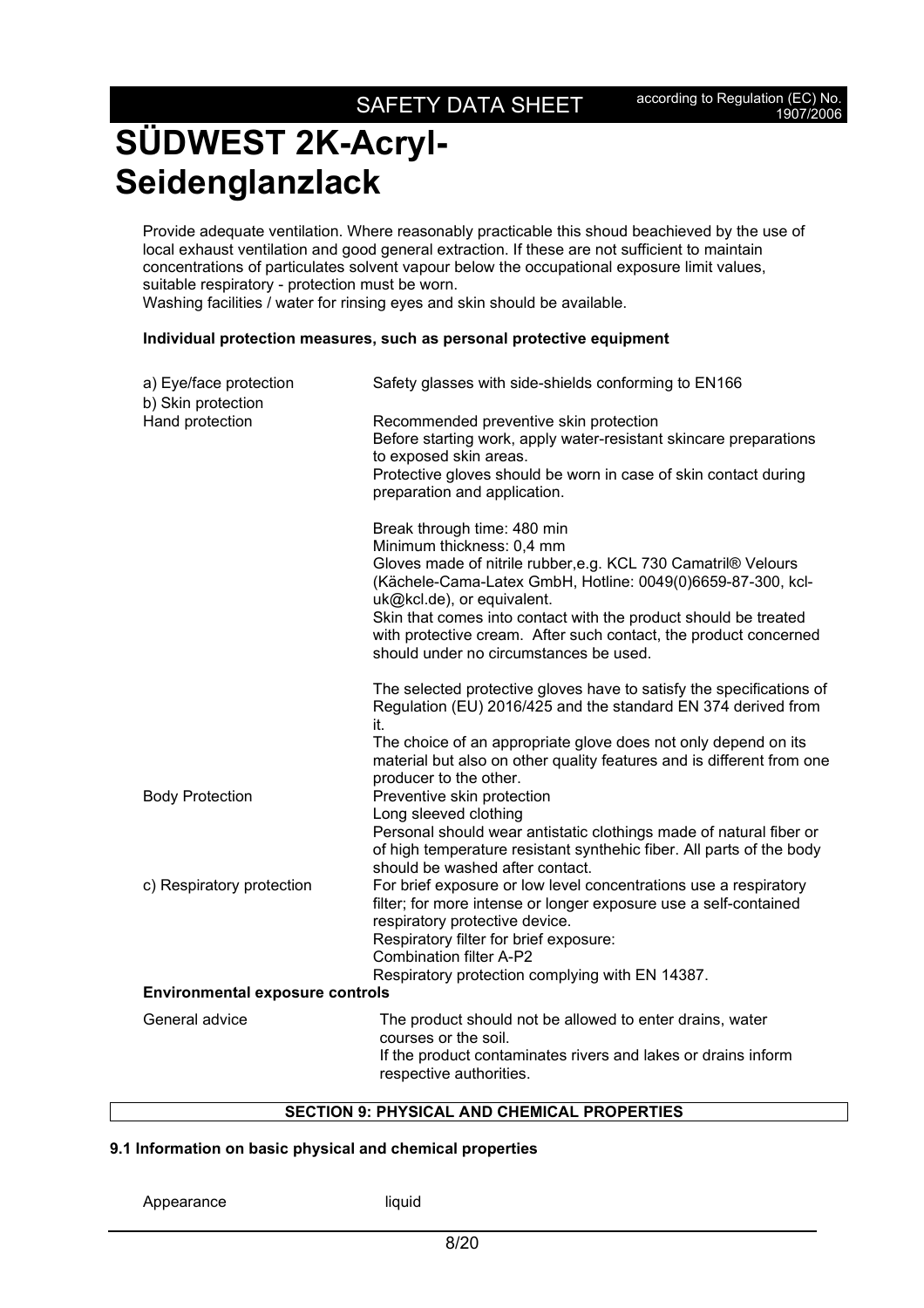Provide adequate ventilation. Where reasonably practicable this shoud beachieved by the use of local exhaust ventilation and good general extraction. If these are not sufficient to maintain concentrations of particulates solvent vapour below the occupational exposure limit values, suitable respiratory - protection must be worn.
Washing facilities / water for rinsing eyes and skin should be available.

**Individual protection measures, such as personal protective equipment**

| | |
|---|---|
| a) Eye/face protection | Safety glasses with side-shields conforming to EN166 |
| b) Skin protection | |
| Hand protection | Recommended preventive skin protection<br>Before starting work, apply water-resistant skincare preparations to exposed skin areas.<br>Protective gloves should be worn in case of skin contact during preparation and application.<br><br>Break through time: 480 min<br>Minimum thickness: 0,4 mm<br>Gloves made of nitrile rubber,e.g. KCL 730 Camatril® Velours (Kächele-Cama-Latex GmbH, Hotline: 0049(0)6659-87-300, kcl-uk@kcl.de), or equivalent.<br>Skin that comes into contact with the product should be treated with protective cream. After such contact, the product concerned should under no circumstances be used.<br><br>The selected protective gloves have to satisfy the specifications of Regulation (EU) 2016/425 and the standard EN 374 derived from it.<br>The choice of an appropriate glove does not only depend on its material but also on other quality features and is different from one producer to the other. |
| Body Protection | Preventive skin protection<br>Long sleeved clothing<br>Personal should wear antistatic clothings made of natural fiber or of high temperature resistant synthehic fiber. All parts of the body should be washed after contact. |
| c) Respiratory protection | For brief exposure or low level concentrations use a respiratory filter; for more intense or longer exposure use a self-contained respiratory protective device.<br>Respiratory filter for brief exposure:<br>Combination filter A-P2<br>Respiratory protection complying with EN 14387. |

**Environmental exposure controls**

| | |
|---|---|
| General advice | The product should not be allowed to enter drains, water courses or the soil.<br>If the product contaminates rivers and lakes or drains inform respective authorities. |

## SECTION 9: PHYSICAL AND CHEMICAL PROPERTIES

### 9.1 Information on basic physical and chemical properties

| | |
|---|---|
| Appearance | liquid |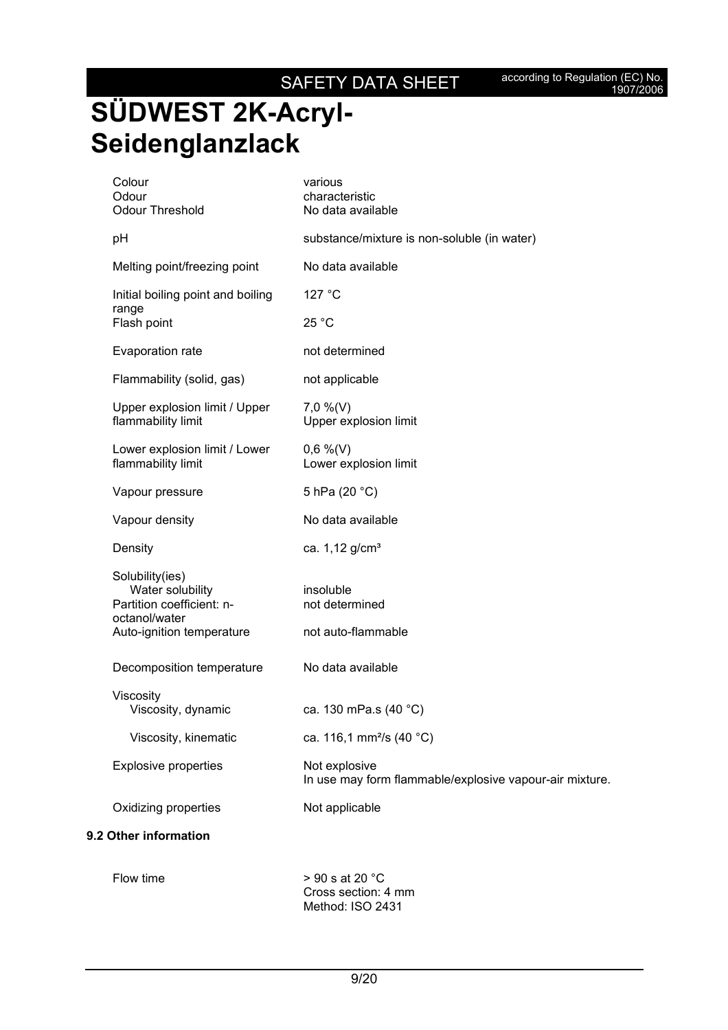# SÜDWEST 2K-Acryl-Seidenglanzlack

| | |
|---|---|
| Colour | various |
| Odour | characteristic |
| Odour Threshold | No data available |
| pH | substance/mixture is non-soluble (in water) |
| Melting point/freezing point | No data available |
| Initial boiling point and boiling range | 127 °C |
| Flash point | 25 °C |
| Evaporation rate | not determined |
| Flammability (solid, gas) | not applicable |
| Upper explosion limit / Upper flammability limit | 7,0 %(V)<br>Upper explosion limit |
| Lower explosion limit / Lower flammability limit | 0,6 %(V)<br>Lower explosion limit |
| Vapour pressure | 5 hPa (20 °C) |
| Vapour density | No data available |
| Density | ca. 1,12 g/cm³ |
| Solubility(ies)<br>Water solubility | insoluble |
| Partition coefficient: n-octanol/water | not determined |
| Auto-ignition temperature | not auto-flammable |
| Decomposition temperature | No data available |
| Viscosity<br>Viscosity, dynamic | ca. 130 mPa.s (40 °C) |
| Viscosity, kinematic | ca. 116,1 mm²/s (40 °C) |
| Explosive properties | Not explosive<br>In use may form flammable/explosive vapour-air mixture. |
| Oxidizing properties | Not applicable |

**9.2 Other information**

| | |
|---|---|
| Flow time | > 90 s at 20 °C<br>Cross section: 4 mm<br>Method: ISO 2431 |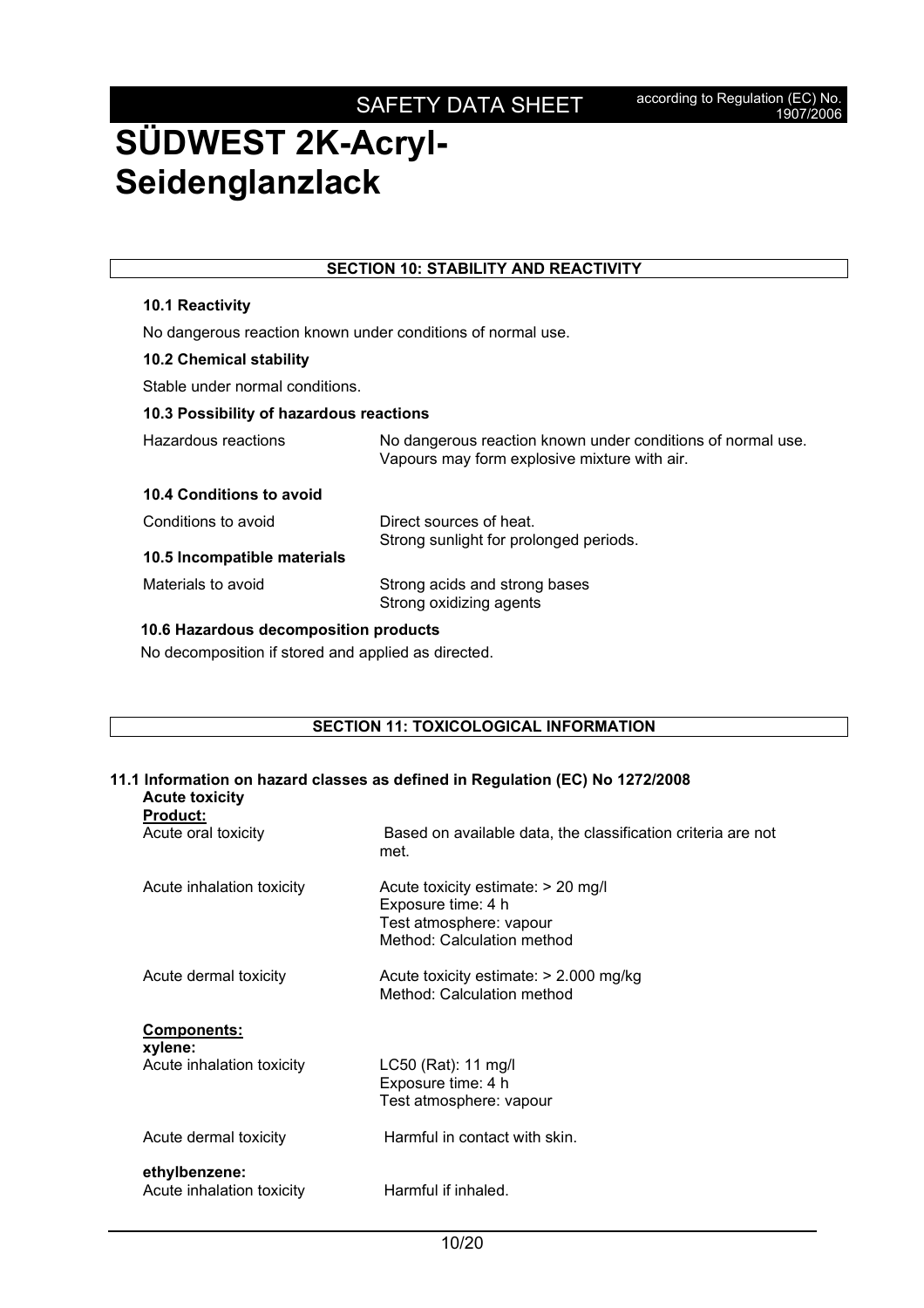# SÜDWEST 2K-Acryl-Seidenglanzlack

## SECTION 10: STABILITY AND REACTIVITY

### 10.1 Reactivity

No dangerous reaction known under conditions of normal use.

### 10.2 Chemical stability

Stable under normal conditions.

### 10.3 Possibility of hazardous reactions

| | |
|---|---|
| Hazardous reactions | No dangerous reaction known under conditions of normal use.<br>Vapours may form explosive mixture with air. |

### 10.4 Conditions to avoid

| | |
|---|---|
| Conditions to avoid | Direct sources of heat.<br>Strong sunlight for prolonged periods. |

### 10.5 Incompatible materials

| | |
|---|---|
| Materials to avoid | Strong acids and strong bases<br>Strong oxidizing agents |

### 10.6 Hazardous decomposition products

No decomposition if stored and applied as directed.

## SECTION 11: TOXICOLOGICAL INFORMATION

### 11.1 Information on hazard classes as defined in Regulation (EC) No 1272/2008

**Acute toxicity**

**Product:**

| | |
|---|---|
| Acute oral toxicity | Based on available data, the classification criteria are not met. |
| Acute inhalation toxicity | Acute toxicity estimate: > 20 mg/l<br>Exposure time: 4 h<br>Test atmosphere: vapour<br>Method: Calculation method |
| Acute dermal toxicity | Acute toxicity estimate: > 2.000 mg/kg<br>Method: Calculation method |

**Components:**

**xylene:**

| | |
|---|---|
| Acute inhalation toxicity | LC50 (Rat): 11 mg/l<br>Exposure time: 4 h<br>Test atmosphere: vapour |
| Acute dermal toxicity | Harmful in contact with skin. |

**ethylbenzene:**

| | |
|---|---|
| Acute inhalation toxicity | Harmful if inhaled. |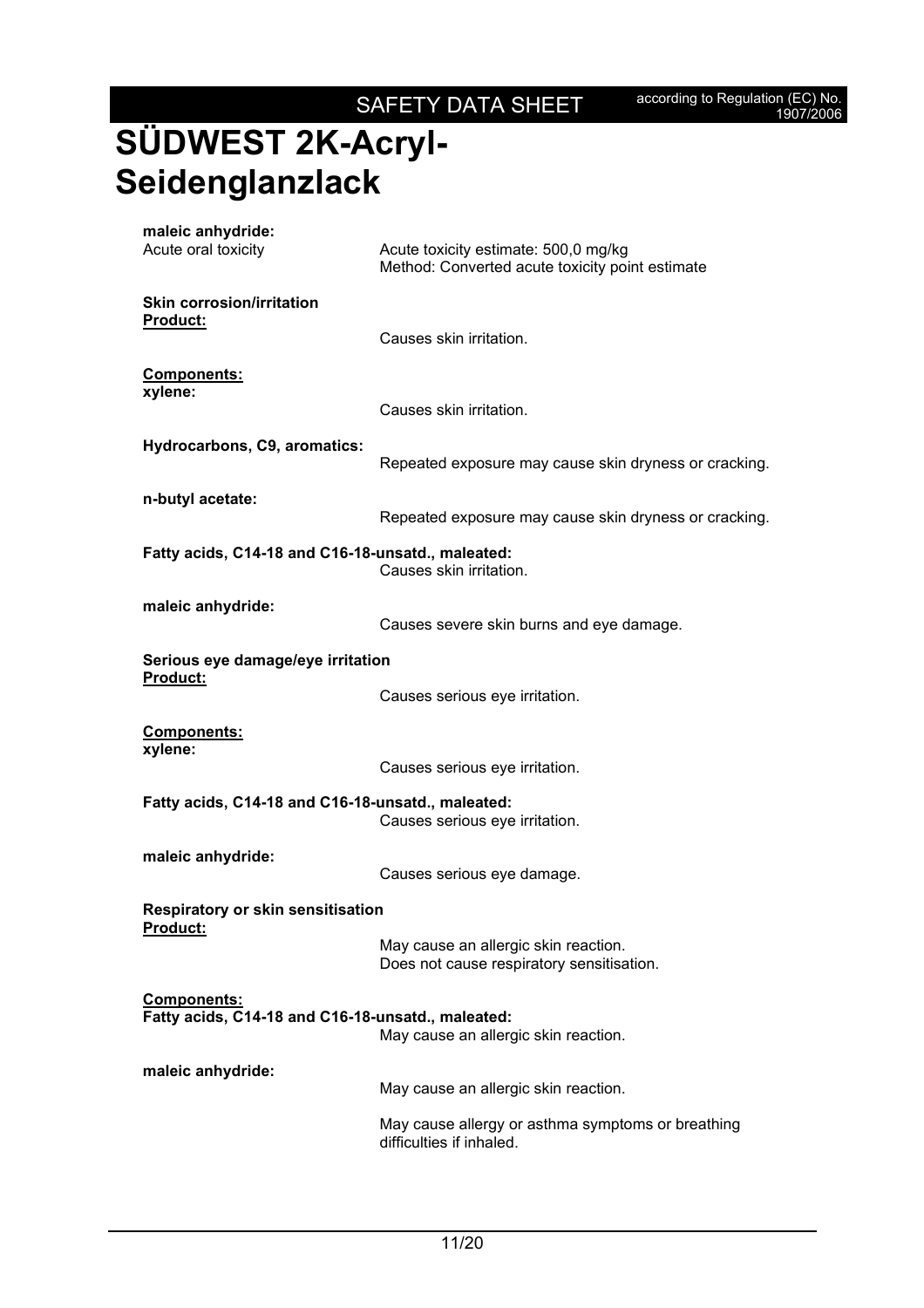**maleic anhydride:**

Acute oral toxicity: Acute toxicity estimate: 500,0 mg/kg
Method: Converted acute toxicity point estimate

**Skin corrosion/irritation**

**Product:**

Causes skin irritation.

**Components:**

**xylene:**

Causes skin irritation.

**Hydrocarbons, C9, aromatics:**

Repeated exposure may cause skin dryness or cracking.

**n-butyl acetate:**

Repeated exposure may cause skin dryness or cracking.

**Fatty acids, C14-18 and C16-18-unsatd., maleated:**

Causes skin irritation.

**maleic anhydride:**

Causes severe skin burns and eye damage.

**Serious eye damage/eye irritation**

**Product:**

Causes serious eye irritation.

**Components:**

**xylene:**

Causes serious eye irritation.

**Fatty acids, C14-18 and C16-18-unsatd., maleated:**

Causes serious eye irritation.

**maleic anhydride:**

Causes serious eye damage.

**Respiratory or skin sensitisation**

**Product:**

May cause an allergic skin reaction.
Does not cause respiratory sensitisation.

**Components:**

**Fatty acids, C14-18 and C16-18-unsatd., maleated:**

May cause an allergic skin reaction.

**maleic anhydride:**

May cause an allergic skin reaction.

May cause allergy or asthma symptoms or breathing difficulties if inhaled.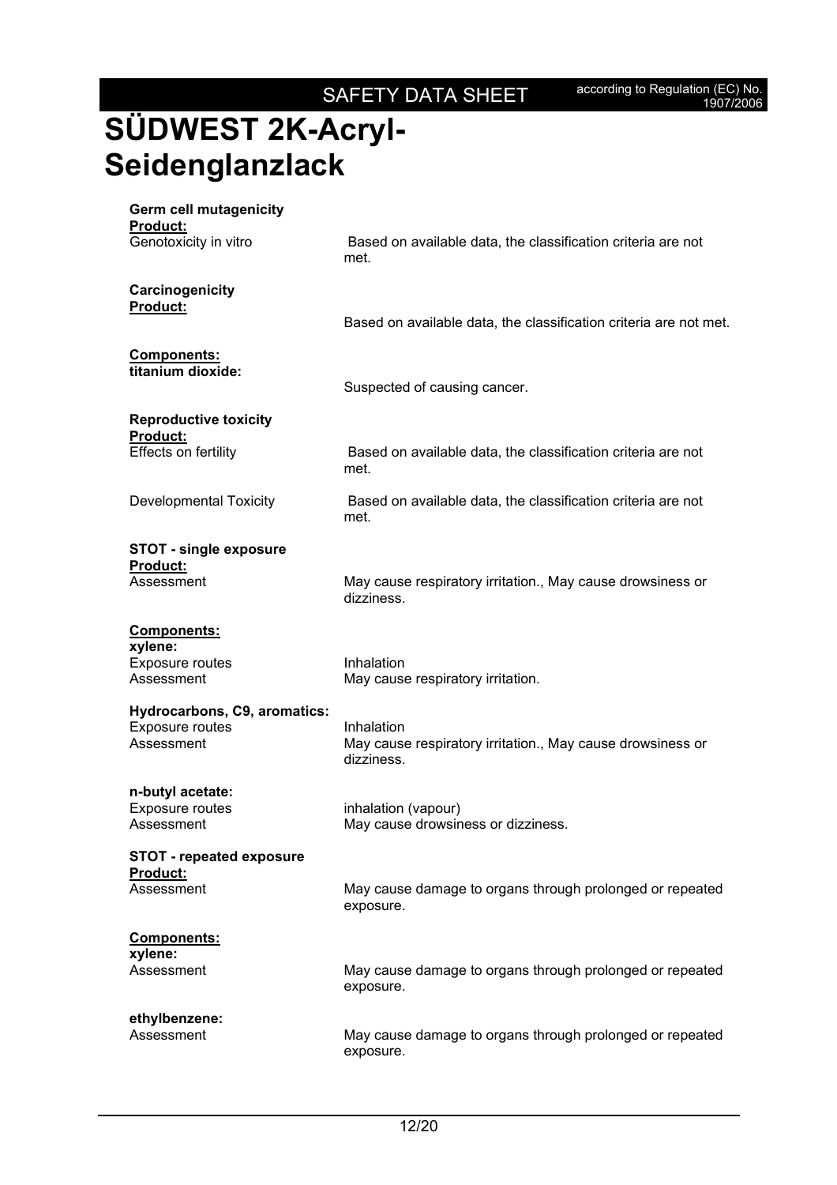**Germ cell mutagenicity**

**Product:**

| | |
|---|---|
| Genotoxicity in vitro | Based on available data, the classification criteria are not met. |

**Carcinogenicity**

**Product:**

Based on available data, the classification criteria are not met.

**Components:**

**titanium dioxide:**

Suspected of causing cancer.

**Reproductive toxicity**

**Product:**

| | |
|---|---|
| Effects on fertility | Based on available data, the classification criteria are not met. |
| Developmental Toxicity | Based on available data, the classification criteria are not met. |

**STOT - single exposure**

**Product:**

| | |
|---|---|
| Assessment | May cause respiratory irritation., May cause drowsiness or dizziness. |

**Components:**

**xylene:**

| | |
|---|---|
| Exposure routes | Inhalation |
| Assessment | May cause respiratory irritation. |

**Hydrocarbons, C9, aromatics:**

| | |
|---|---|
| Exposure routes | Inhalation |
| Assessment | May cause respiratory irritation., May cause drowsiness or dizziness. |

**n-butyl acetate:**

| | |
|---|---|
| Exposure routes | inhalation (vapour) |
| Assessment | May cause drowsiness or dizziness. |

**STOT - repeated exposure**

**Product:**

| | |
|---|---|
| Assessment | May cause damage to organs through prolonged or repeated exposure. |

**Components:**

**xylene:**

| | |
|---|---|
| Assessment | May cause damage to organs through prolonged or repeated exposure. |

**ethylbenzene:**

| | |
|---|---|
| Assessment | May cause damage to organs through prolonged or repeated exposure. |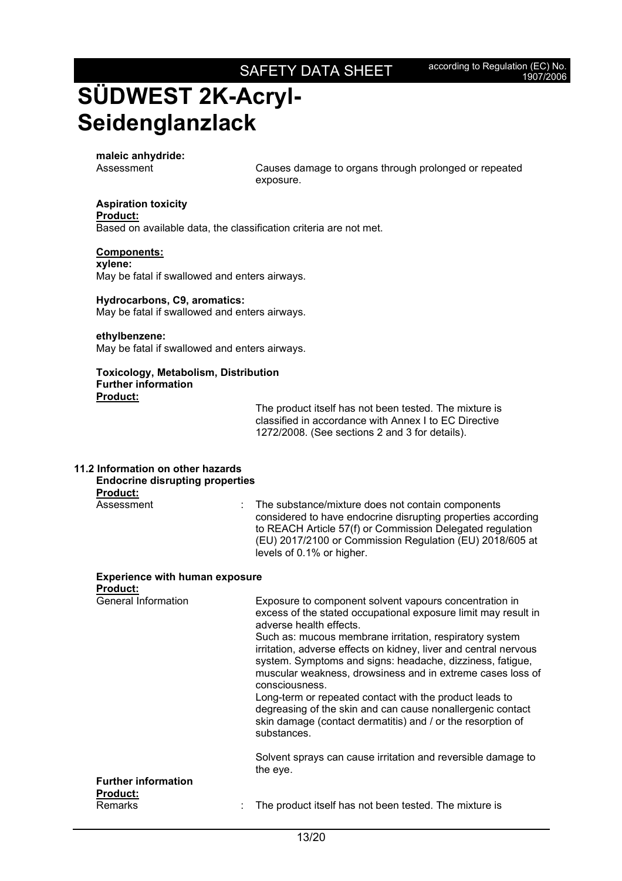**maleic anhydride:**

Assessment — Causes damage to organs through prolonged or repeated exposure.

**Aspiration toxicity**

**Product:**

Based on available data, the classification criteria are not met.

**Components:**

**xylene:**

May be fatal if swallowed and enters airways.

**Hydrocarbons, C9, aromatics:**

May be fatal if swallowed and enters airways.

**ethylbenzene:**

May be fatal if swallowed and enters airways.

**Toxicology, Metabolism, Distribution**

**Further information**

**Product:**

The product itself has not been tested. The mixture is classified in accordance with Annex I to EC Directive 1272/2008. (See sections 2 and 3 for details).

## 11.2 Information on other hazards

**Endocrine disrupting properties**

**Product:**

Assessment : The substance/mixture does not contain components considered to have endocrine disrupting properties according to REACH Article 57(f) or Commission Delegated regulation (EU) 2017/2100 or Commission Regulation (EU) 2018/605 at levels of 0.1% or higher.

**Experience with human exposure**

**Product:**

General Information — Exposure to component solvent vapours concentration in excess of the stated occupational exposure limit may result in adverse health effects.
Such as: mucous membrane irritation, respiratory system irritation, adverse effects on kidney, liver and central nervous system. Symptoms and signs: headache, dizziness, fatigue, muscular weakness, drowsiness and in extreme cases loss of consciousness.
Long-term or repeated contact with the product leads to degreasing of the skin and can cause nonallergenic contact skin damage (contact dermatitis) and / or the resorption of substances.

Solvent sprays can cause irritation and reversible damage to the eye.

**Further information**

**Product:**

Remarks : The product itself has not been tested. The mixture is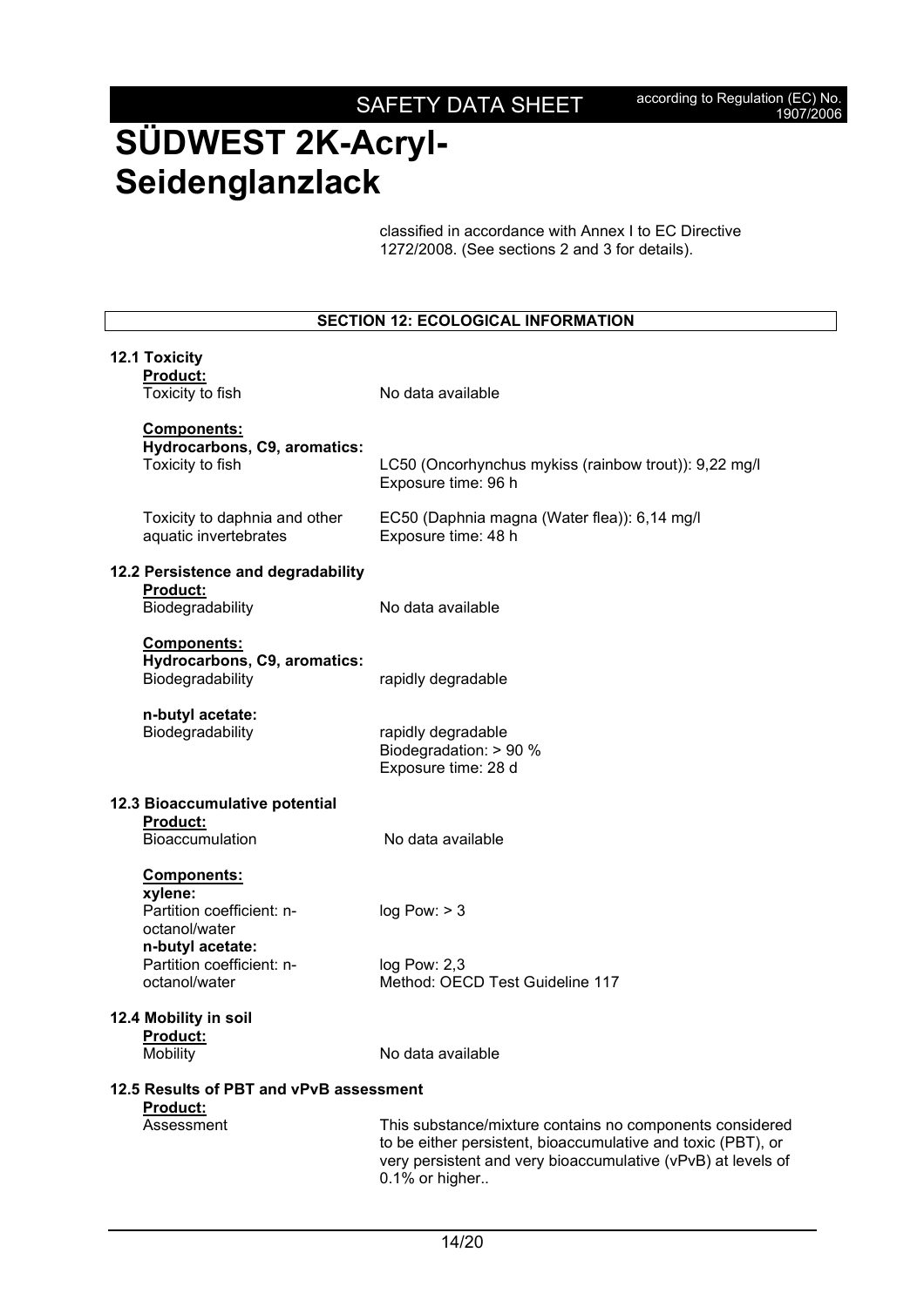# SÜDWEST 2K-Acryl-Seidenglanzlack

classified in accordance with Annex I to EC Directive 1272/2008. (See sections 2 and 3 for details).

## SECTION 12: ECOLOGICAL INFORMATION

### 12.1 Toxicity

**Product:**

| | |
|---|---|
| Toxicity to fish | No data available |

**Components:**

**Hydrocarbons, C9, aromatics:**

| | |
|---|---|
| Toxicity to fish | LC50 (Oncorhynchus mykiss (rainbow trout)): 9,22 mg/l<br>Exposure time: 96 h |
| Toxicity to daphnia and other aquatic invertebrates | EC50 (Daphnia magna (Water flea)): 6,14 mg/l<br>Exposure time: 48 h |

### 12.2 Persistence and degradability

**Product:**

| | |
|---|---|
| Biodegradability | No data available |

**Components:**

**Hydrocarbons, C9, aromatics:**

| | |
|---|---|
| Biodegradability | rapidly degradable |

**n-butyl acetate:**

| | |
|---|---|
| Biodegradability | rapidly degradable<br>Biodegradation: > 90 %<br>Exposure time: 28 d |

### 12.3 Bioaccumulative potential

**Product:**

| | |
|---|---|
| Bioaccumulation | No data available |

**Components:**

**xylene:**

| | |
|---|---|
| Partition coefficient: n-octanol/water | log Pow: > 3 |

**n-butyl acetate:**

| | |
|---|---|
| Partition coefficient: n-octanol/water | log Pow: 2,3<br>Method: OECD Test Guideline 117 |

### 12.4 Mobility in soil

**Product:**

| | |
|---|---|
| Mobility | No data available |

### 12.5 Results of PBT and vPvB assessment

**Product:**

| | |
|---|---|
| Assessment | This substance/mixture contains no components considered to be either persistent, bioaccumulative and toxic (PBT), or very persistent and very bioaccumulative (vPvB) at levels of 0.1% or higher.. |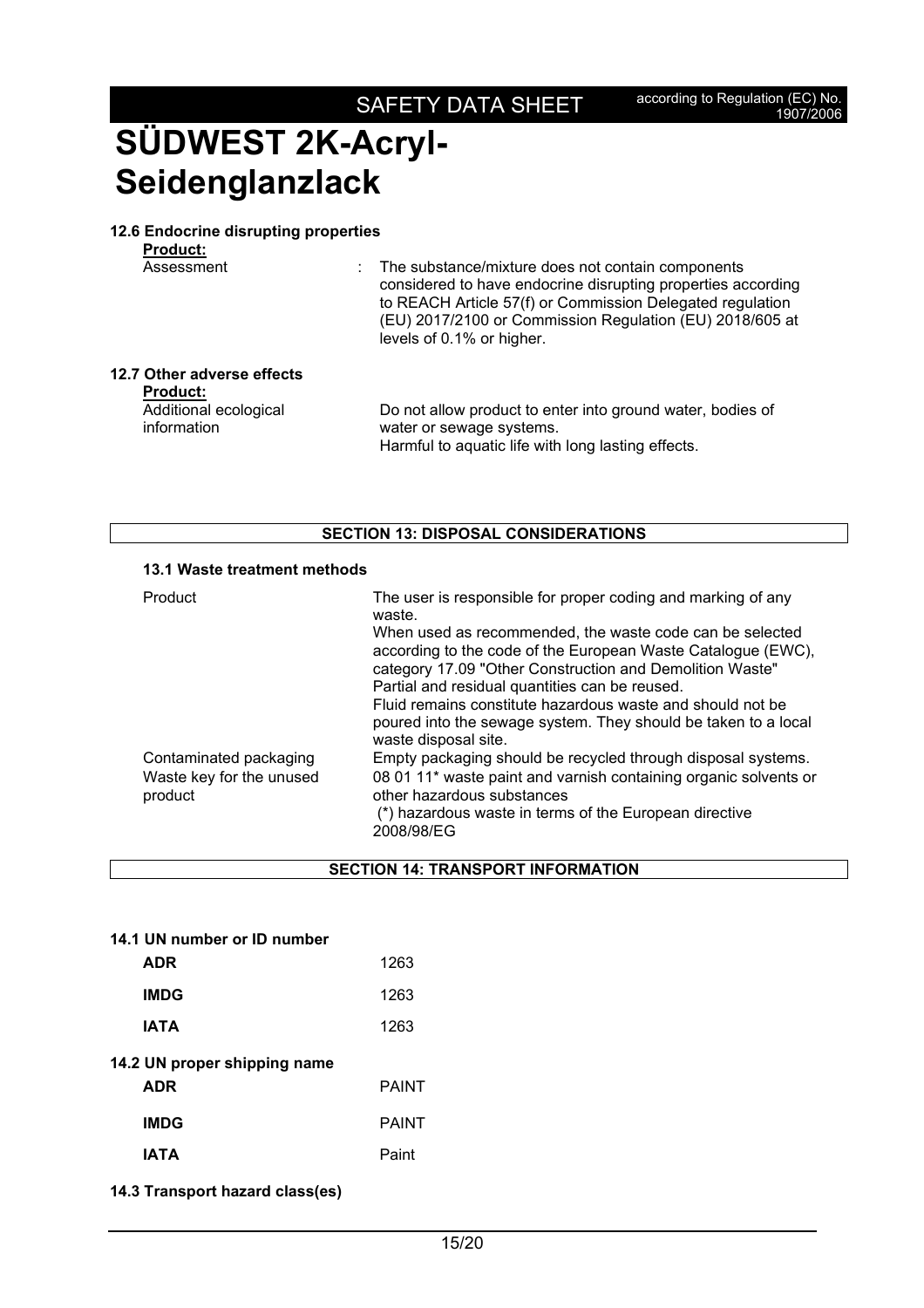# SÜDWEST 2K-Acryl-Seidenglanzlack

### 12.6 Endocrine disrupting properties

**Product:**

| | |
|---|---|
| Assessment | : The substance/mixture does not contain components considered to have endocrine disrupting properties according to REACH Article 57(f) or Commission Delegated regulation (EU) 2017/2100 or Commission Regulation (EU) 2018/605 at levels of 0.1% or higher. |

### 12.7 Other adverse effects

**Product:**

| | |
|---|---|
| Additional ecological information | Do not allow product to enter into ground water, bodies of water or sewage systems.<br>Harmful to aquatic life with long lasting effects. |

## SECTION 13: DISPOSAL CONSIDERATIONS

### 13.1 Waste treatment methods

| | |
|---|---|
| Product | The user is responsible for proper coding and marking of any waste.<br>When used as recommended, the waste code can be selected according to the code of the European Waste Catalogue (EWC), category 17.09 "Other Construction and Demolition Waste"<br>Partial and residual quantities can be reused.<br>Fluid remains constitute hazardous waste and should not be poured into the sewage system. They should be taken to a local waste disposal site. |
| Contaminated packaging | Empty packaging should be recycled through disposal systems. |
| Waste key for the unused product | 08 01 11* waste paint and varnish containing organic solvents or other hazardous substances<br>(*) hazardous waste in terms of the European directive 2008/98/EG |

## SECTION 14: TRANSPORT INFORMATION

### 14.1 UN number or ID number

| | |
|---|---|
| **ADR** | 1263 |
| **IMDG** | 1263 |
| **IATA** | 1263 |

### 14.2 UN proper shipping name

| | |
|---|---|
| **ADR** | PAINT |
| **IMDG** | PAINT |
| **IATA** | Paint |

### 14.3 Transport hazard class(es)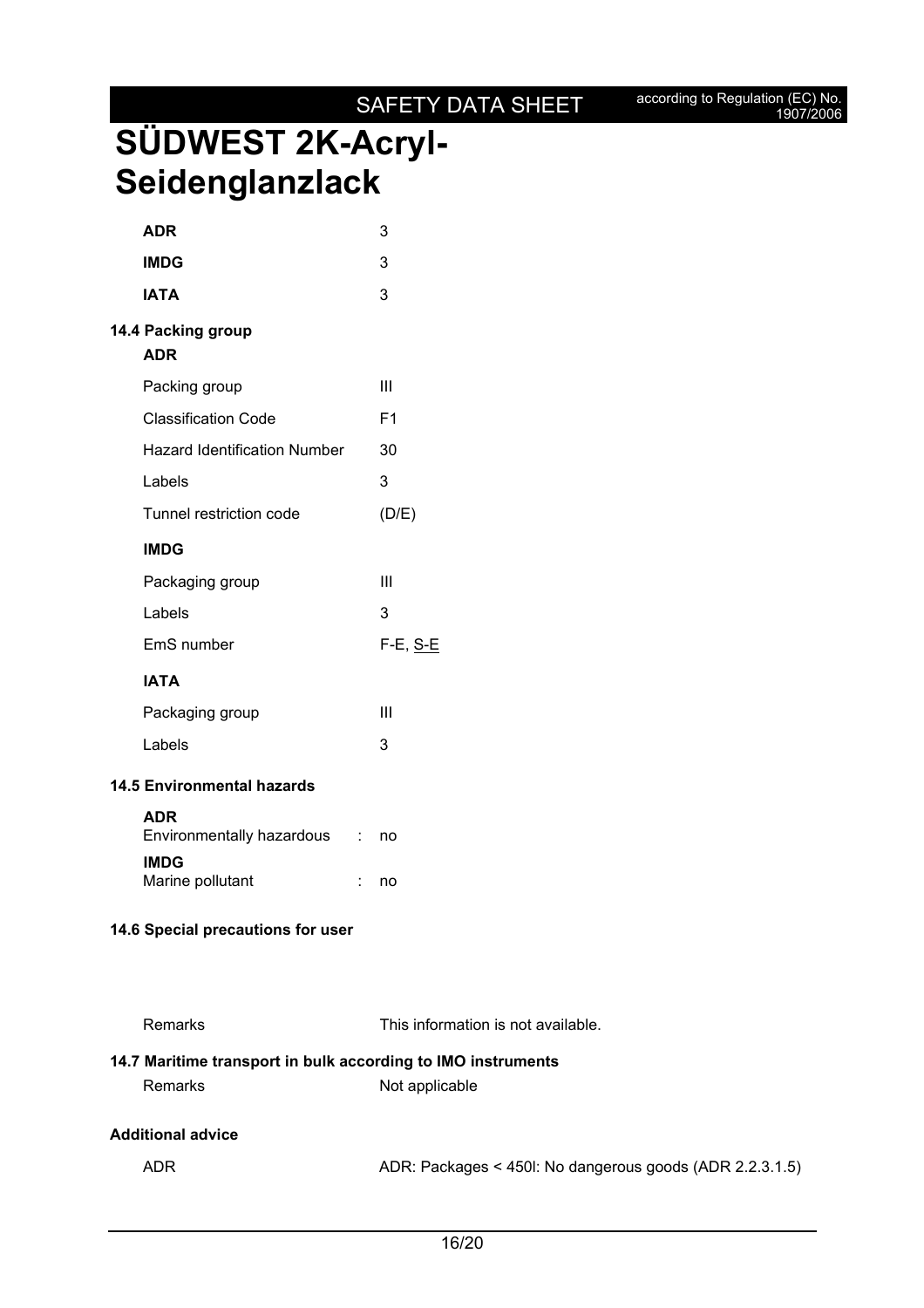# SÜDWEST 2K-Acryl-Seidenglanzlack

| | |
|---|---|
| **ADR** | 3 |
| **IMDG** | 3 |
| **IATA** | 3 |

## 14.4 Packing group

**ADR**

| | |
|---|---|
| Packing group | III |
| Classification Code | F1 |
| Hazard Identification Number | 30 |
| Labels | 3 |
| Tunnel restriction code | (D/E) |

**IMDG**

| | |
|---|---|
| Packaging group | III |
| Labels | 3 |
| EmS number | F-E, S-E |

**IATA**

| | |
|---|---|
| Packaging group | III |
| Labels | 3 |

## 14.5 Environmental hazards

**ADR**
Environmentally hazardous : no

**IMDG**
Marine pollutant : no

## 14.6 Special precautions for user

| | |
|---|---|
| Remarks | This information is not available. |

## 14.7 Maritime transport in bulk according to IMO instruments

| | |
|---|---|
| Remarks | Not applicable |

## Additional advice

| | |
|---|---|
| ADR | ADR: Packages < 450l: No dangerous goods (ADR 2.2.3.1.5) |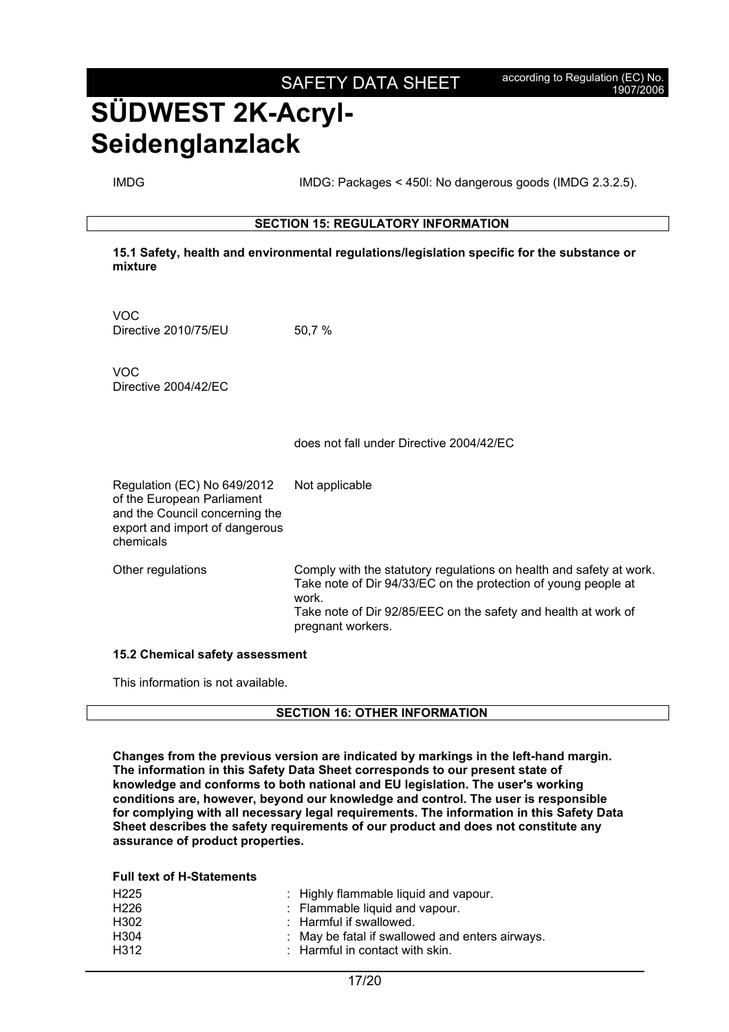| | |
|---|---|
| IMDG | IMDG: Packages < 450l: No dangerous goods (IMDG 2.3.2.5). |

## SECTION 15: REGULATORY INFORMATION

**15.1 Safety, health and environmental regulations/legislation specific for the substance or mixture**

| | |
|---|---|
| VOC<br>Directive 2010/75/EU | 50,7 % |
| VOC<br>Directive 2004/42/EC | |
| | does not fall under Directive 2004/42/EC |
| Regulation (EC) No 649/2012 of the European Parliament and the Council concerning the export and import of dangerous chemicals | Not applicable |
| Other regulations | Comply with the statutory regulations on health and safety at work.<br>Take note of Dir 94/33/EC on the protection of young people at work.<br>Take note of Dir 92/85/EEC on the safety and health at work of pregnant workers. |

**15.2 Chemical safety assessment**

This information is not available.

## SECTION 16: OTHER INFORMATION

**Changes from the previous version are indicated by markings in the left-hand margin. The information in this Safety Data Sheet corresponds to our present state of knowledge and conforms to both national and EU legislation. The user's working conditions are, however, beyond our knowledge and control. The user is responsible for complying with all necessary legal requirements. The information in this Safety Data Sheet describes the safety requirements of our product and does not constitute any assurance of product properties.**

**Full text of H-Statements**

| | |
|---|---|
| H225 | : Highly flammable liquid and vapour. |
| H226 | : Flammable liquid and vapour. |
| H302 | : Harmful if swallowed. |
| H304 | : May be fatal if swallowed and enters airways. |
| H312 | : Harmful in contact with skin. |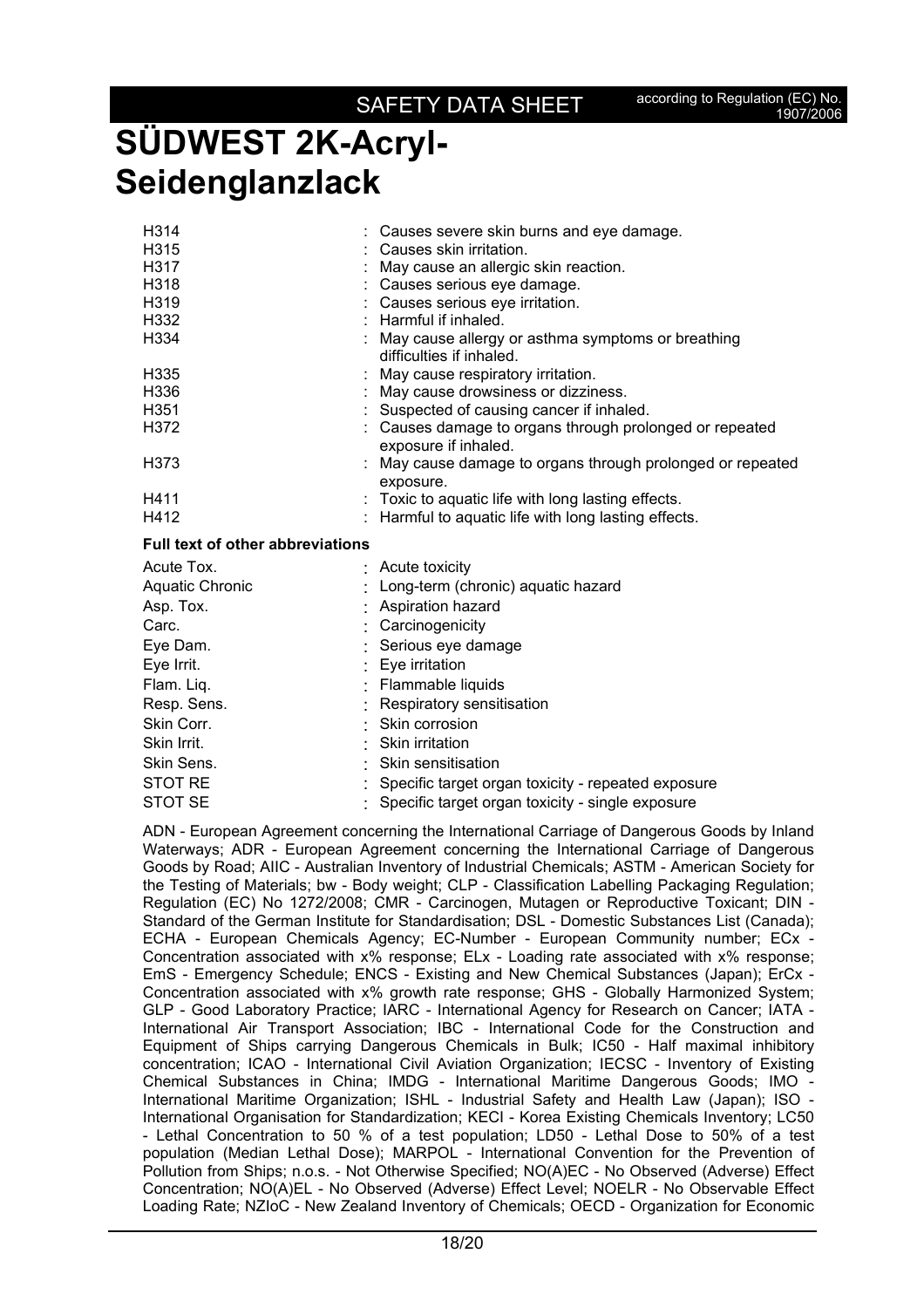| | | |
|---|---|---|
| H314 | : | Causes severe skin burns and eye damage. |
| H315 | : | Causes skin irritation. |
| H317 | : | May cause an allergic skin reaction. |
| H318 | : | Causes serious eye damage. |
| H319 | : | Causes serious eye irritation. |
| H332 | : | Harmful if inhaled. |
| H334 | : | May cause allergy or asthma symptoms or breathing difficulties if inhaled. |
| H335 | : | May cause respiratory irritation. |
| H336 | : | May cause drowsiness or dizziness. |
| H351 | : | Suspected of causing cancer if inhaled. |
| H372 | : | Causes damage to organs through prolonged or repeated exposure if inhaled. |
| H373 | : | May cause damage to organs through prolonged or repeated exposure. |
| H411 | : | Toxic to aquatic life with long lasting effects. |
| H412 | : | Harmful to aquatic life with long lasting effects. |

**Full text of other abbreviations**

| | | |
|---|---|---|
| Acute Tox. | : | Acute toxicity |
| Aquatic Chronic | : | Long-term (chronic) aquatic hazard |
| Asp. Tox. | : | Aspiration hazard |
| Carc. | : | Carcinogenicity |
| Eye Dam. | : | Serious eye damage |
| Eye Irrit. | : | Eye irritation |
| Flam. Liq. | : | Flammable liquids |
| Resp. Sens. | : | Respiratory sensitisation |
| Skin Corr. | : | Skin corrosion |
| Skin Irrit. | : | Skin irritation |
| Skin Sens. | : | Skin sensitisation |
| STOT RE | : | Specific target organ toxicity - repeated exposure |
| STOT SE | : | Specific target organ toxicity - single exposure |

ADN - European Agreement concerning the International Carriage of Dangerous Goods by Inland Waterways; ADR - European Agreement concerning the International Carriage of Dangerous Goods by Road; AIIC - Australian Inventory of Industrial Chemicals; ASTM - American Society for the Testing of Materials; bw - Body weight; CLP - Classification Labelling Packaging Regulation; Regulation (EC) No 1272/2008; CMR - Carcinogen, Mutagen or Reproductive Toxicant; DIN - Standard of the German Institute for Standardisation; DSL - Domestic Substances List (Canada); ECHA - European Chemicals Agency; EC-Number - European Community number; ECx - Concentration associated with x% response; ELx - Loading rate associated with x% response; EmS - Emergency Schedule; ENCS - Existing and New Chemical Substances (Japan); ErCx - Concentration associated with x% growth rate response; GHS - Globally Harmonized System; GLP - Good Laboratory Practice; IARC - International Agency for Research on Cancer; IATA - International Air Transport Association; IBC - International Code for the Construction and Equipment of Ships carrying Dangerous Chemicals in Bulk; IC50 - Half maximal inhibitory concentration; ICAO - International Civil Aviation Organization; IECSC - Inventory of Existing Chemical Substances in China; IMDG - International Maritime Dangerous Goods; IMO - International Maritime Organization; ISHL - Industrial Safety and Health Law (Japan); ISO - International Organisation for Standardization; KECI - Korea Existing Chemicals Inventory; LC50 - Lethal Concentration to 50 % of a test population; LD50 - Lethal Dose to 50% of a test population (Median Lethal Dose); MARPOL - International Convention for the Prevention of Pollution from Ships; n.o.s. - Not Otherwise Specified; NO(A)EC - No Observed (Adverse) Effect Concentration; NO(A)EL - No Observed (Adverse) Effect Level; NOELR - No Observable Effect Loading Rate; NZIoC - New Zealand Inventory of Chemicals; OECD - Organization for Economic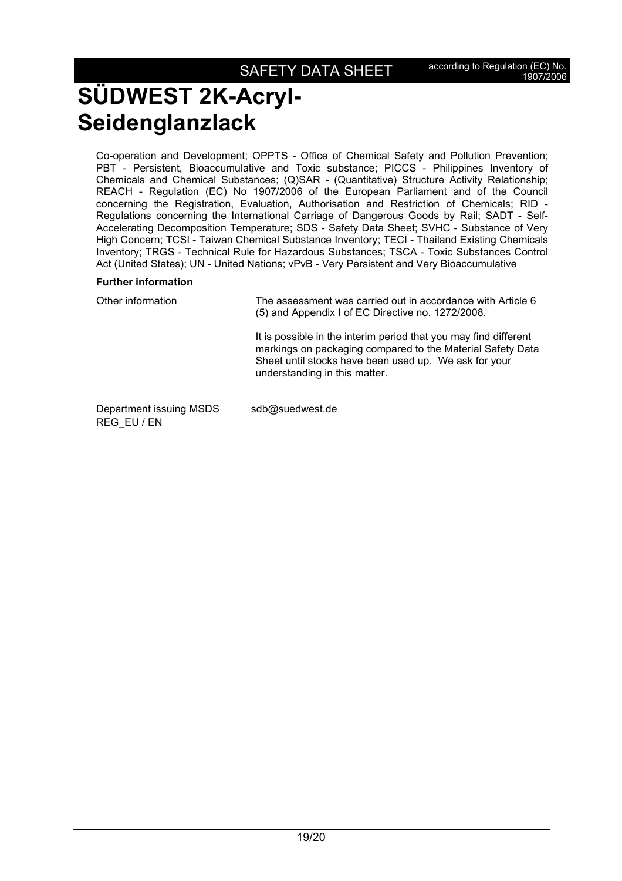Co-operation and Development; OPPTS - Office of Chemical Safety and Pollution Prevention; PBT - Persistent, Bioaccumulative and Toxic substance; PICCS - Philippines Inventory of Chemicals and Chemical Substances; (Q)SAR - (Quantitative) Structure Activity Relationship; REACH - Regulation (EC) No 1907/2006 of the European Parliament and of the Council concerning the Registration, Evaluation, Authorisation and Restriction of Chemicals; RID - Regulations concerning the International Carriage of Dangerous Goods by Rail; SADT - Self-Accelerating Decomposition Temperature; SDS - Safety Data Sheet; SVHC - Substance of Very High Concern; TCSI - Taiwan Chemical Substance Inventory; TECI - Thailand Existing Chemicals Inventory; TRGS - Technical Rule for Hazardous Substances; TSCA - Toxic Substances Control Act (United States); UN - United Nations; vPvB - Very Persistent and Very Bioaccumulative

**Further information**

| | |
|---|---|
| Other information | The assessment was carried out in accordance with Article 6 (5) and Appendix I of EC Directive no. 1272/2008.<br><br>It is possible in the interim period that you may find different markings on packaging compared to the Material Safety Data Sheet until stocks have been used up. We ask for your understanding in this matter. |
| Department issuing MSDS | sdb@suedwest.de |

REG_EU / EN